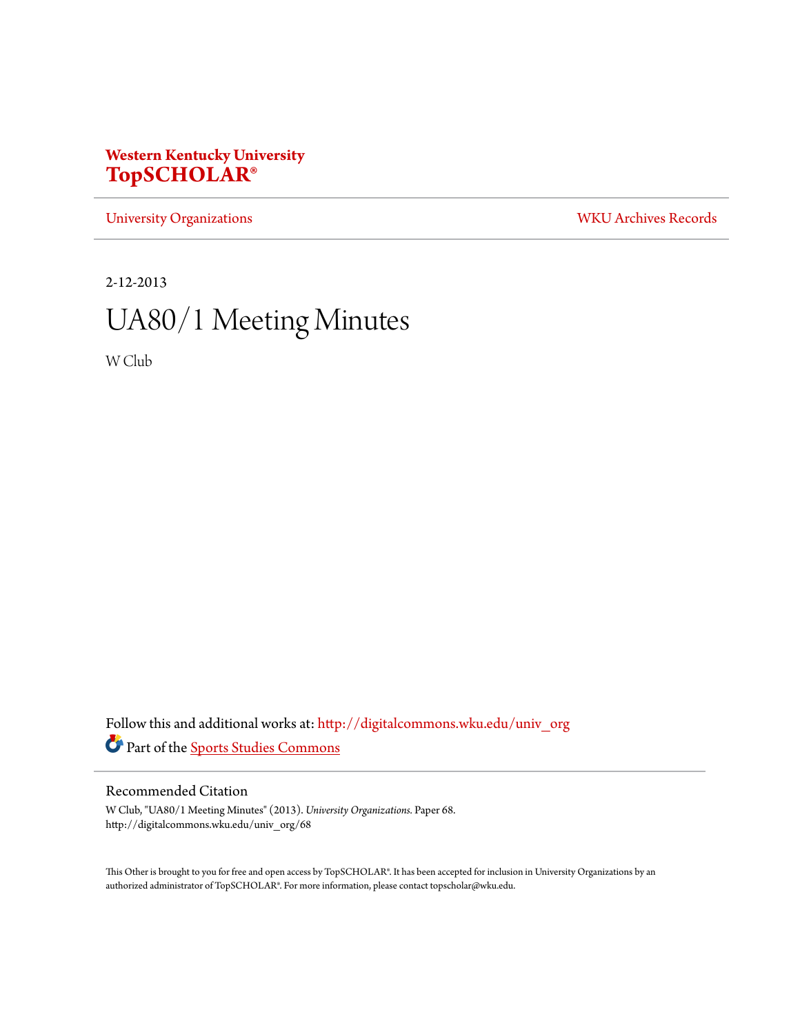**Western Kentucky University**
**TopSCHOLAR®**

University Organizations | WKU Archives Records

2-12-2013

# UA80/1 Meeting Minutes

W Club

Follow this and additional works at: http://digitalcommons.wku.edu/univ_org

Part of the Sports Studies Commons

## Recommended Citation

W Club, "UA80/1 Meeting Minutes" (2013). *University Organizations.* Paper 68.
http://digitalcommons.wku.edu/univ_org/68

This Other is brought to you for free and open access by TopSCHOLAR®. It has been accepted for inclusion in University Organizations by an authorized administrator of TopSCHOLAR®. For more information, please contact topscholar@wku.edu.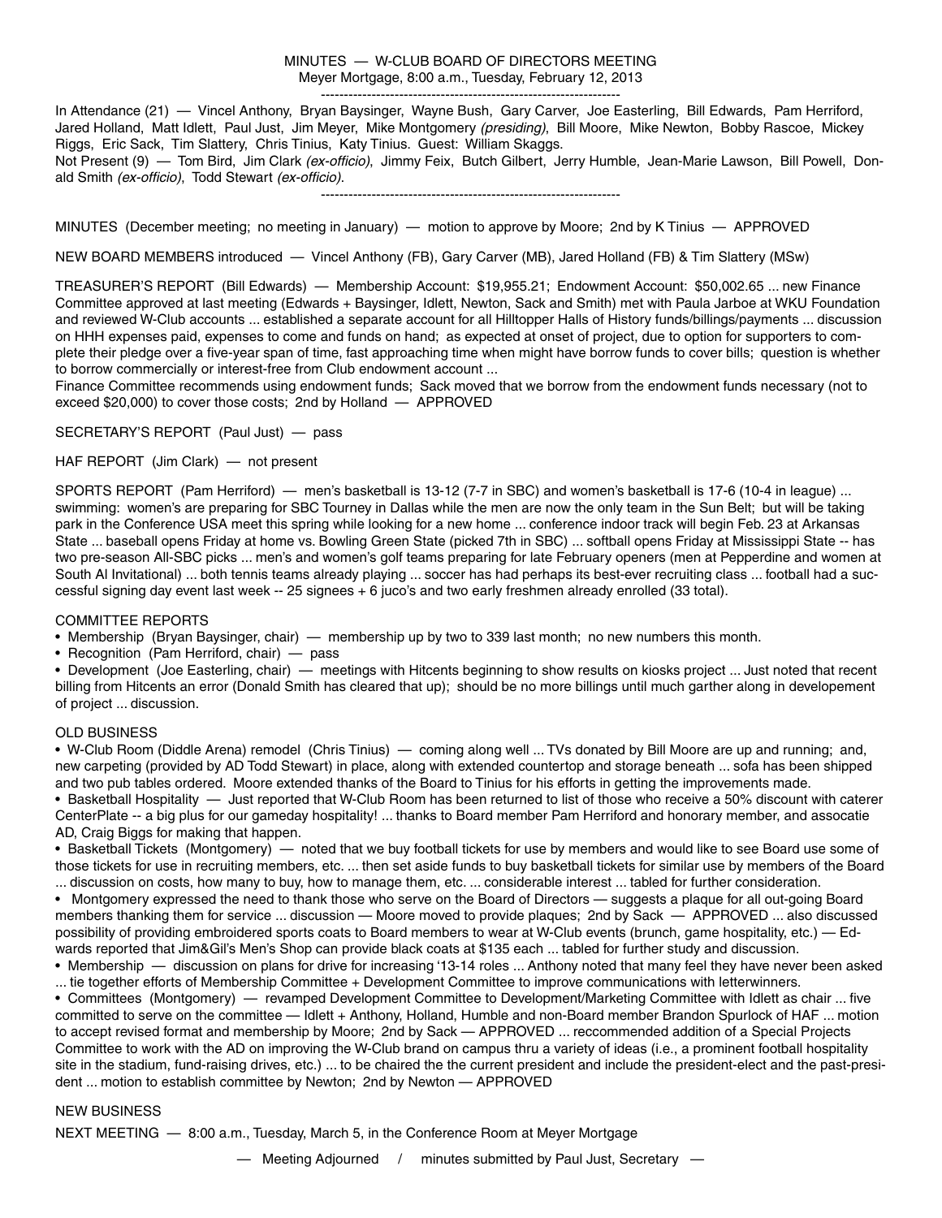# MINUTES — W-CLUB BOARD OF DIRECTORS MEETING

Meyer Mortgage, 8:00 a.m., Tuesday, February 12, 2013

---

In Attendance (21) — Vincel Anthony, Bryan Baysinger, Wayne Bush, Gary Carver, Joe Easterling, Bill Edwards, Pam Herriford, Jared Holland, Matt Idlett, Paul Just, Jim Meyer, Mike Montgomery *(presiding)*, Bill Moore, Mike Newton, Bobby Rascoe, Mickey Riggs, Eric Sack, Tim Slattery, Chris Tinius, Katy Tinius. Guest: William Skaggs.

Not Present (9) — Tom Bird, Jim Clark *(ex-officio)*, Jimmy Feix, Butch Gilbert, Jerry Humble, Jean-Marie Lawson, Bill Powell, Donald Smith *(ex-officio)*, Todd Stewart *(ex-officio)*.

---

MINUTES (December meeting; no meeting in January) — motion to approve by Moore; 2nd by K Tinius — APPROVED

NEW BOARD MEMBERS introduced — Vincel Anthony (FB), Gary Carver (MB), Jared Holland (FB) & Tim Slattery (MSw)

TREASURER'S REPORT (Bill Edwards) — Membership Account: $19,955.21; Endowment Account: $50,002.65 ... new Finance Committee approved at last meeting (Edwards + Baysinger, Idlett, Newton, Sack and Smith) met with Paula Jarboe at WKU Foundation and reviewed W-Club accounts ... established a separate account for all Hilltopper Halls of History funds/billings/payments ... discussion on HHH expenses paid, expenses to come and funds on hand; as expected at onset of project, due to option for supporters to complete their pledge over a five-year span of time, fast approaching time when might have borrow funds to cover bills; question is whether to borrow commercially or interest-free from Club endowment account ...
Finance Committee recommends using endowment funds; Sack moved that we borrow from the endowment funds necessary (not to exceed $20,000) to cover those costs; 2nd by Holland — APPROVED

SECRETARY'S REPORT (Paul Just) — pass

HAF REPORT (Jim Clark) — not present

SPORTS REPORT (Pam Herriford) — men's basketball is 13-12 (7-7 in SBC) and women's basketball is 17-6 (10-4 in league) ... swimming: women's are preparing for SBC Tourney in Dallas while the men are now the only team in the Sun Belt; but will be taking park in the Conference USA meet this spring while looking for a new home ... conference indoor track will begin Feb. 23 at Arkansas State ... baseball opens Friday at home vs. Bowling Green State (picked 7th in SBC) ... softball opens Friday at Mississippi State -- has two pre-season All-SBC picks ... men's and women's golf teams preparing for late February openers (men at Pepperdine and women at South Al Invitational) ... both tennis teams already playing ... soccer has had perhaps its best-ever recruiting class ... football had a successful signing day event last week -- 25 signees + 6 juco's and two early freshmen already enrolled (33 total).

COMMITTEE REPORTS

- Membership (Bryan Baysinger, chair) — membership up by two to 339 last month; no new numbers this month.
- Recognition (Pam Herriford, chair) — pass
- Development (Joe Easterling, chair) — meetings with Hitcents beginning to show results on kiosks project ... Just noted that recent billing from Hitcents an error (Donald Smith has cleared that up); should be no more billings until much garther along in developement of project ... discussion.

OLD BUSINESS

- W-Club Room (Diddle Arena) remodel (Chris Tinius) — coming along well ... TVs donated by Bill Moore are up and running; and, new carpeting (provided by AD Todd Stewart) in place, along with extended countertop and storage beneath ... sofa has been shipped and two pub tables ordered. Moore extended thanks of the Board to Tinius for his efforts in getting the improvements made.
- Basketball Hospitality — Just reported that W-Club Room has been returned to list of those who receive a 50% discount with caterer CenterPlate -- a big plus for our gameday hospitality! ... thanks to Board member Pam Herriford and honorary member, and assocatie AD, Craig Biggs for making that happen.
- Basketball Tickets (Montgomery) — noted that we buy football tickets for use by members and would like to see Board use some of those tickets for use in recruiting members, etc. ... then set aside funds to buy basketball tickets for similar use by members of the Board ... discussion on costs, how many to buy, how to manage them, etc. ... considerable interest ... tabled for further consideration.
- Montgomery expressed the need to thank those who serve on the Board of Directors — suggests a plaque for all out-going Board members thanking them for service ... discussion — Moore moved to provide plaques; 2nd by Sack — APPROVED ... also discussed possibility of providing embroidered sports coats to Board members to wear at W-Club events (brunch, game hospitality, etc.) — Edwards reported that Jim&Gil's Men's Shop can provide black coats at $135 each ... tabled for further study and discussion.
- Membership — discussion on plans for drive for increasing '13-14 roles ... Anthony noted that many feel they have never been asked ... tie together efforts of Membership Committee + Development Committee to improve communications with letterwinners.
- Committees (Montgomery) — revamped Development Committee to Development/Marketing Committee with Idlett as chair ... five committed to serve on the committee — Idlett + Anthony, Holland, Humble and non-Board member Brandon Spurlock of HAF ... motion to accept revised format and membership by Moore; 2nd by Sack — APPROVED ... reccommended addition of a Special Projects Committee to work with the AD on improving the W-Club brand on campus thru a variety of ideas (i.e., a prominent football hospitality site in the stadium, fund-raising drives, etc.) ... to be chaired the the current president and include the president-elect and the past-president ... motion to establish committee by Newton; 2nd by Newton — APPROVED

NEW BUSINESS

NEXT MEETING — 8:00 a.m., Tuesday, March 5, in the Conference Room at Meyer Mortgage

— Meeting Adjourned / minutes submitted by Paul Just, Secretary —